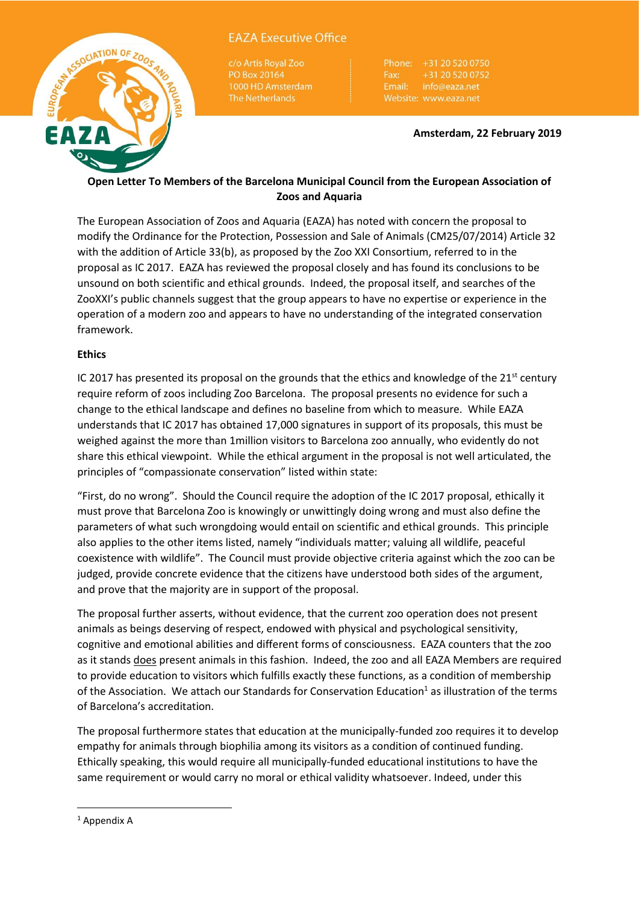EAZA Executive Office

c/o Artis Royal Zoo
PO Box 20164
1000 HD Amsterdam
The Netherlands

Phone: +31 20 520 0750
Fax: +31 20 520 0752
Email: info@eaza.net
Website: www.eaza.net

**Amsterdam, 22 February 2019**

**Open Letter To Members of the Barcelona Municipal Council from the European Association of Zoos and Aquaria**

The European Association of Zoos and Aquaria (EAZA) has noted with concern the proposal to modify the Ordinance for the Protection, Possession and Sale of Animals (CM25/07/2014) Article 32 with the addition of Article 33(b), as proposed by the Zoo XXI Consortium, referred to in the proposal as IC 2017. EAZA has reviewed the proposal closely and has found its conclusions to be unsound on both scientific and ethical grounds. Indeed, the proposal itself, and searches of the ZooXXI's public channels suggest that the group appears to have no expertise or experience in the operation of a modern zoo and appears to have no understanding of the integrated conservation framework.

**Ethics**

IC 2017 has presented its proposal on the grounds that the ethics and knowledge of the 21st century require reform of zoos including Zoo Barcelona. The proposal presents no evidence for such a change to the ethical landscape and defines no baseline from which to measure. While EAZA understands that IC 2017 has obtained 17,000 signatures in support of its proposals, this must be weighed against the more than 1million visitors to Barcelona zoo annually, who evidently do not share this ethical viewpoint. While the ethical argument in the proposal is not well articulated, the principles of "compassionate conservation" listed within state:

"First, do no wrong". Should the Council require the adoption of the IC 2017 proposal, ethically it must prove that Barcelona Zoo is knowingly or unwittingly doing wrong and must also define the parameters of what such wrongdoing would entail on scientific and ethical grounds. This principle also applies to the other items listed, namely "individuals matter; valuing all wildlife, peaceful coexistence with wildlife". The Council must provide objective criteria against which the zoo can be judged, provide concrete evidence that the citizens have understood both sides of the argument, and prove that the majority are in support of the proposal.

The proposal further asserts, without evidence, that the current zoo operation does not present animals as beings deserving of respect, endowed with physical and psychological sensitivity, cognitive and emotional abilities and different forms of consciousness. EAZA counters that the zoo as it stands <u>does</u> present animals in this fashion. Indeed, the zoo and all EAZA Members are required to provide education to visitors which fulfills exactly these functions, as a condition of membership of the Association. We attach our Standards for Conservation Education[1] as illustration of the terms of Barcelona's accreditation.

The proposal furthermore states that education at the municipally-funded zoo requires it to develop empathy for animals through biophilia among its visitors as a condition of continued funding. Ethically speaking, this would require all municipally-funded educational institutions to have the same requirement or would carry no moral or ethical validity whatsoever. Indeed, under this

[1] Appendix A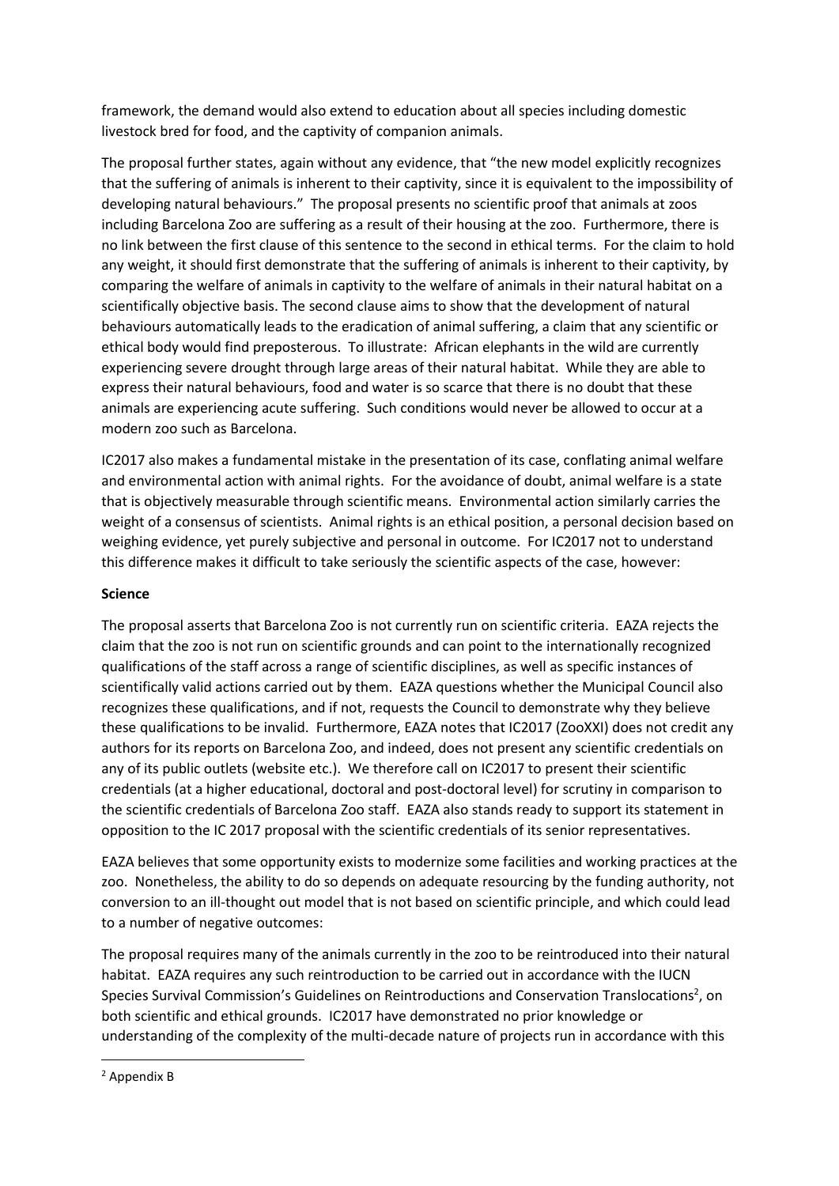framework, the demand would also extend to education about all species including domestic livestock bred for food, and the captivity of companion animals.

The proposal further states, again without any evidence, that "the new model explicitly recognizes that the suffering of animals is inherent to their captivity, since it is equivalent to the impossibility of developing natural behaviours." The proposal presents no scientific proof that animals at zoos including Barcelona Zoo are suffering as a result of their housing at the zoo. Furthermore, there is no link between the first clause of this sentence to the second in ethical terms. For the claim to hold any weight, it should first demonstrate that the suffering of animals is inherent to their captivity, by comparing the welfare of animals in captivity to the welfare of animals in their natural habitat on a scientifically objective basis. The second clause aims to show that the development of natural behaviours automatically leads to the eradication of animal suffering, a claim that any scientific or ethical body would find preposterous. To illustrate: African elephants in the wild are currently experiencing severe drought through large areas of their natural habitat. While they are able to express their natural behaviours, food and water is so scarce that there is no doubt that these animals are experiencing acute suffering. Such conditions would never be allowed to occur at a modern zoo such as Barcelona.

IC2017 also makes a fundamental mistake in the presentation of its case, conflating animal welfare and environmental action with animal rights. For the avoidance of doubt, animal welfare is a state that is objectively measurable through scientific means. Environmental action similarly carries the weight of a consensus of scientists. Animal rights is an ethical position, a personal decision based on weighing evidence, yet purely subjective and personal in outcome. For IC2017 not to understand this difference makes it difficult to take seriously the scientific aspects of the case, however:

**Science**

The proposal asserts that Barcelona Zoo is not currently run on scientific criteria. EAZA rejects the claim that the zoo is not run on scientific grounds and can point to the internationally recognized qualifications of the staff across a range of scientific disciplines, as well as specific instances of scientifically valid actions carried out by them. EAZA questions whether the Municipal Council also recognizes these qualifications, and if not, requests the Council to demonstrate why they believe these qualifications to be invalid. Furthermore, EAZA notes that IC2017 (ZooXXI) does not credit any authors for its reports on Barcelona Zoo, and indeed, does not present any scientific credentials on any of its public outlets (website etc.). We therefore call on IC2017 to present their scientific credentials (at a higher educational, doctoral and post-doctoral level) for scrutiny in comparison to the scientific credentials of Barcelona Zoo staff. EAZA also stands ready to support its statement in opposition to the IC 2017 proposal with the scientific credentials of its senior representatives.

EAZA believes that some opportunity exists to modernize some facilities and working practices at the zoo. Nonetheless, the ability to do so depends on adequate resourcing by the funding authority, not conversion to an ill-thought out model that is not based on scientific principle, and which could lead to a number of negative outcomes:

The proposal requires many of the animals currently in the zoo to be reintroduced into their natural habitat. EAZA requires any such reintroduction to be carried out in accordance with the IUCN Species Survival Commission's Guidelines on Reintroductions and Conservation Translocations[2], on both scientific and ethical grounds. IC2017 have demonstrated no prior knowledge or understanding of the complexity of the multi-decade nature of projects run in accordance with this

[2] Appendix B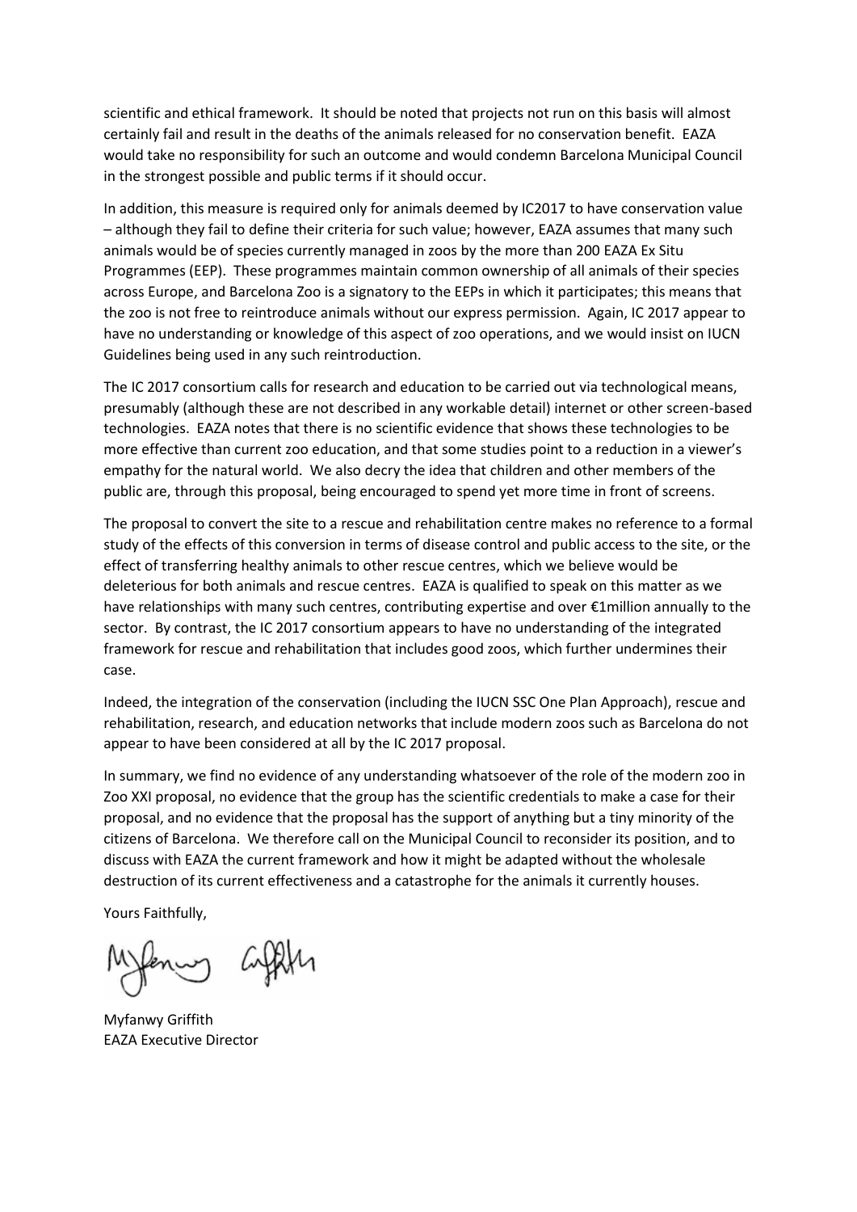scientific and ethical framework. It should be noted that projects not run on this basis will almost certainly fail and result in the deaths of the animals released for no conservation benefit. EAZA would take no responsibility for such an outcome and would condemn Barcelona Municipal Council in the strongest possible and public terms if it should occur.

In addition, this measure is required only for animals deemed by IC2017 to have conservation value – although they fail to define their criteria for such value; however, EAZA assumes that many such animals would be of species currently managed in zoos by the more than 200 EAZA Ex Situ Programmes (EEP). These programmes maintain common ownership of all animals of their species across Europe, and Barcelona Zoo is a signatory to the EEPs in which it participates; this means that the zoo is not free to reintroduce animals without our express permission. Again, IC 2017 appear to have no understanding or knowledge of this aspect of zoo operations, and we would insist on IUCN Guidelines being used in any such reintroduction.

The IC 2017 consortium calls for research and education to be carried out via technological means, presumably (although these are not described in any workable detail) internet or other screen-based technologies. EAZA notes that there is no scientific evidence that shows these technologies to be more effective than current zoo education, and that some studies point to a reduction in a viewer's empathy for the natural world. We also decry the idea that children and other members of the public are, through this proposal, being encouraged to spend yet more time in front of screens.

The proposal to convert the site to a rescue and rehabilitation centre makes no reference to a formal study of the effects of this conversion in terms of disease control and public access to the site, or the effect of transferring healthy animals to other rescue centres, which we believe would be deleterious for both animals and rescue centres. EAZA is qualified to speak on this matter as we have relationships with many such centres, contributing expertise and over €1million annually to the sector. By contrast, the IC 2017 consortium appears to have no understanding of the integrated framework for rescue and rehabilitation that includes good zoos, which further undermines their case.

Indeed, the integration of the conservation (including the IUCN SSC One Plan Approach), rescue and rehabilitation, research, and education networks that include modern zoos such as Barcelona do not appear to have been considered at all by the IC 2017 proposal.

In summary, we find no evidence of any understanding whatsoever of the role of the modern zoo in Zoo XXI proposal, no evidence that the group has the scientific credentials to make a case for their proposal, and no evidence that the proposal has the support of anything but a tiny minority of the citizens of Barcelona. We therefore call on the Municipal Council to reconsider its position, and to discuss with EAZA the current framework and how it might be adapted without the wholesale destruction of its current effectiveness and a catastrophe for the animals it currently houses.

Yours Faithfully,

Myfanwy Griffith
EAZA Executive Director